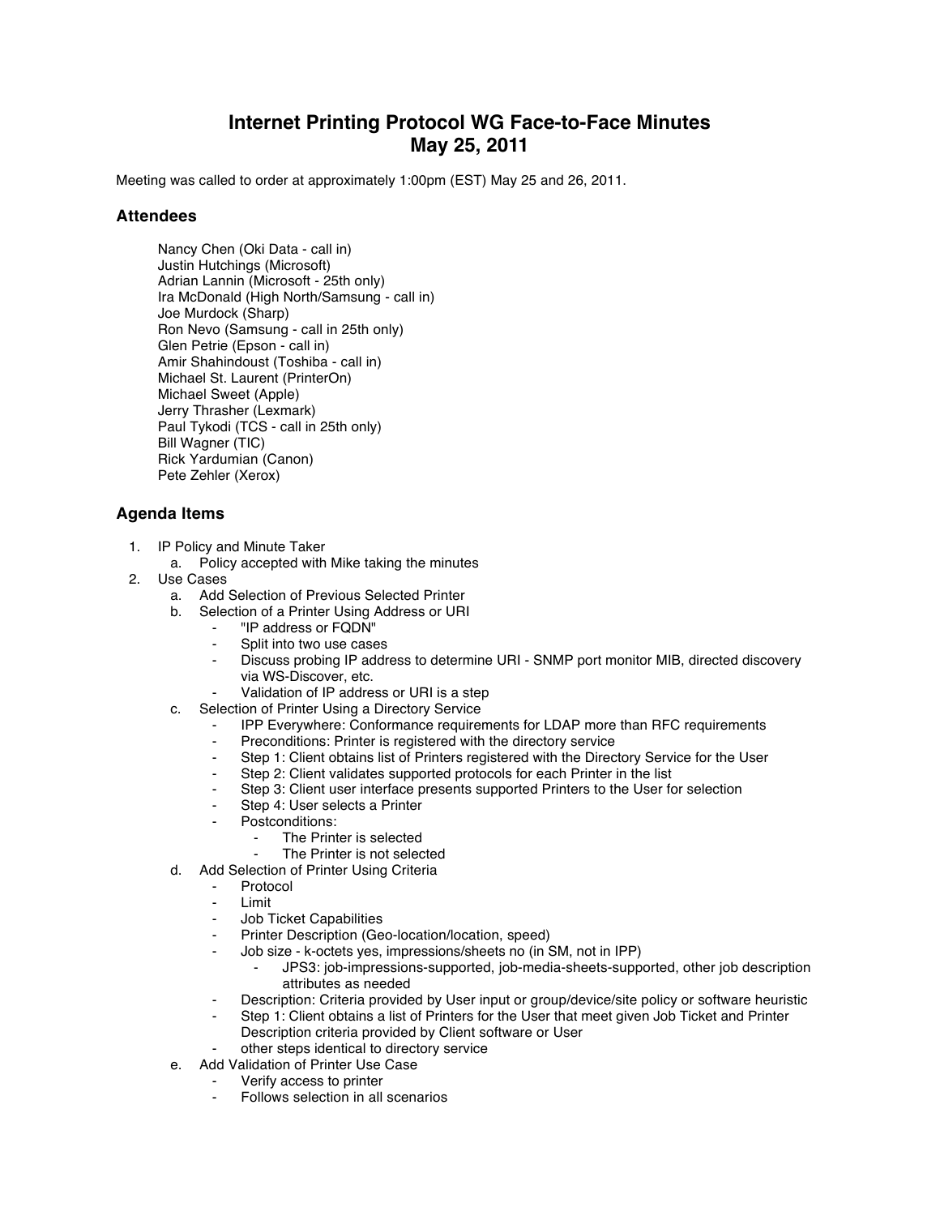# Internet Printing Protocol WG Face-to-Face Minutes
# May 25, 2011

Meeting was called to order at approximately 1:00pm (EST) May 25 and 26, 2011.

## Attendees

Nancy Chen (Oki Data - call in)
Justin Hutchings (Microsoft)
Adrian Lannin (Microsoft - 25th only)
Ira McDonald (High North/Samsung - call in)
Joe Murdock (Sharp)
Ron Nevo (Samsung - call in 25th only)
Glen Petrie (Epson - call in)
Amir Shahindoust (Toshiba - call in)
Michael St. Laurent (PrinterOn)
Michael Sweet (Apple)
Jerry Thrasher (Lexmark)
Paul Tykodi (TCS - call in 25th only)
Bill Wagner (TIC)
Rick Yardumian (Canon)
Pete Zehler (Xerox)

## Agenda Items

1. IP Policy and Minute Taker
    a. Policy accepted with Mike taking the minutes
2. Use Cases
    a. Add Selection of Previous Selected Printer
    b. Selection of a Printer Using Address or URI
        - "IP address or FQDN"
        - Split into two use cases
        - Discuss probing IP address to determine URI - SNMP port monitor MIB, directed discovery via WS-Discover, etc.
        - Validation of IP address or URI is a step
    c. Selection of Printer Using a Directory Service
        - IPP Everywhere: Conformance requirements for LDAP more than RFC requirements
        - Preconditions: Printer is registered with the directory service
        - Step 1: Client obtains list of Printers registered with the Directory Service for the User
        - Step 2: Client validates supported protocols for each Printer in the list
        - Step 3: Client user interface presents supported Printers to the User for selection
        - Step 4: User selects a Printer
        - Postconditions:
            - The Printer is selected
            - The Printer is not selected
    d. Add Selection of Printer Using Criteria
        - Protocol
        - Limit
        - Job Ticket Capabilities
        - Printer Description (Geo-location/location, speed)
        - Job size - k-octets yes, impressions/sheets no (in SM, not in IPP)
            - JPS3: job-impressions-supported, job-media-sheets-supported, other job description attributes as needed
        - Description: Criteria provided by User input or group/device/site policy or software heuristic
        - Step 1: Client obtains a list of Printers for the User that meet given Job Ticket and Printer Description criteria provided by Client software or User
        - other steps identical to directory service
    e. Add Validation of Printer Use Case
        - Verify access to printer
        - Follows selection in all scenarios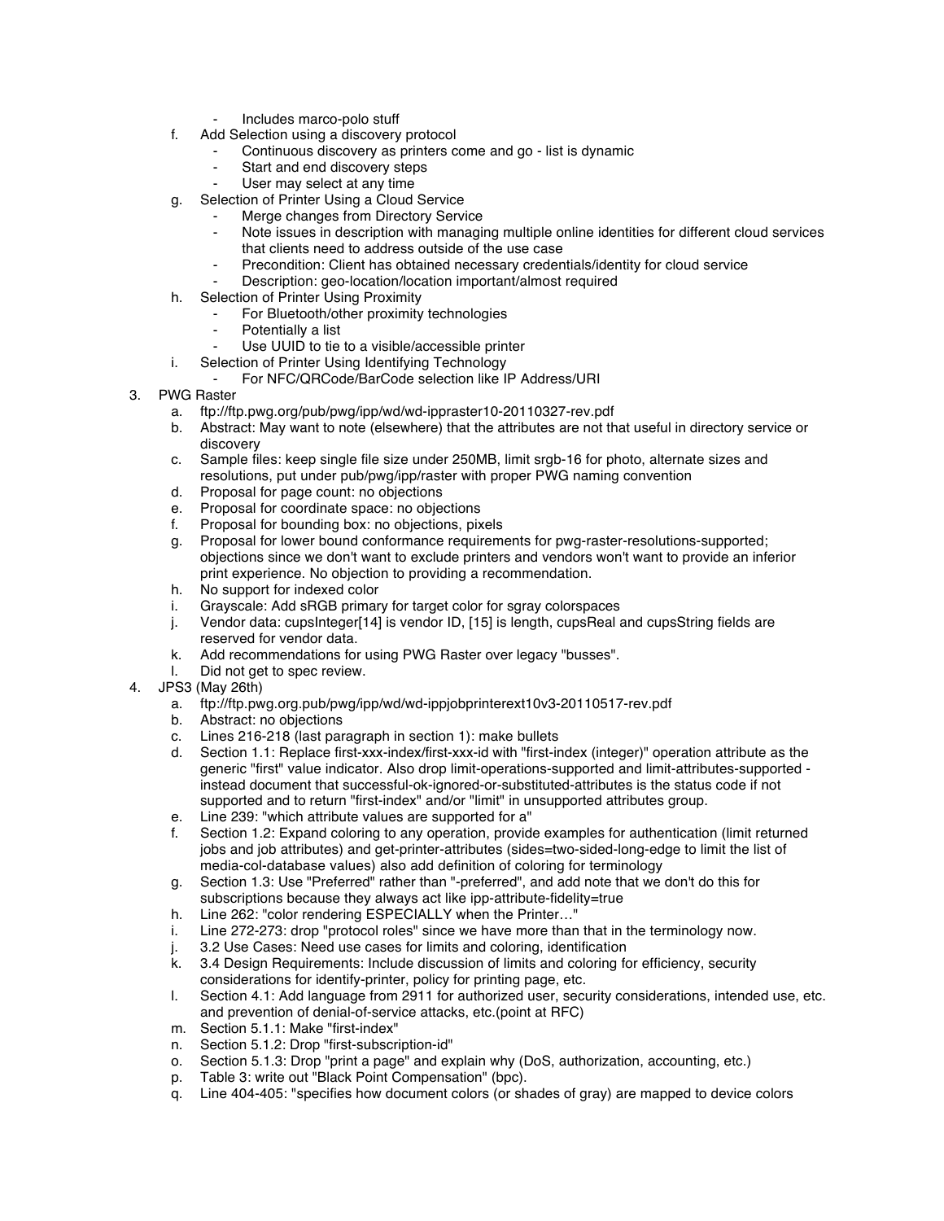- Includes marco-polo stuff

f. Add Selection using a discovery protocol
   - Continuous discovery as printers come and go - list is dynamic
   - Start and end discovery steps
   - User may select at any time
g. Selection of Printer Using a Cloud Service
   - Merge changes from Directory Service
   - Note issues in description with managing multiple online identities for different cloud services that clients need to address outside of the use case
   - Precondition: Client has obtained necessary credentials/identity for cloud service
   - Description: geo-location/location important/almost required
h. Selection of Printer Using Proximity
   - For Bluetooth/other proximity technologies
   - Potentially a list
   - Use UUID to tie to a visible/accessible printer
i. Selection of Printer Using Identifying Technology
   - For NFC/QRCode/BarCode selection like IP Address/URI

3. PWG Raster
   a. ftp://ftp.pwg.org/pub/pwg/ipp/wd/wd-ippraster10-20110327-rev.pdf
   b. Abstract: May want to note (elsewhere) that the attributes are not that useful in directory service or discovery
   c. Sample files: keep single file size under 250MB, limit srgb-16 for photo, alternate sizes and resolutions, put under pub/pwg/ipp/raster with proper PWG naming convention
   d. Proposal for page count: no objections
   e. Proposal for coordinate space: no objections
   f. Proposal for bounding box: no objections, pixels
   g. Proposal for lower bound conformance requirements for pwg-raster-resolutions-supported; objections since we don't want to exclude printers and vendors won't want to provide an inferior print experience. No objection to providing a recommendation.
   h. No support for indexed color
   i. Grayscale: Add sRGB primary for target color for sgray colorspaces
   j. Vendor data: cupsInteger[14] is vendor ID, [15] is length, cupsReal and cupsString fields are reserved for vendor data.
   k. Add recommendations for using PWG Raster over legacy "busses".
   l. Did not get to spec review.
4. JPS3 (May 26th)
   a. ftp://ftp.pwg.org.pub/pwg/ipp/wd/wd-ippjobprinterext10v3-20110517-rev.pdf
   b. Abstract: no objections
   c. Lines 216-218 (last paragraph in section 1): make bullets
   d. Section 1.1: Replace first-xxx-index/first-xxx-id with "first-index (integer)" operation attribute as the generic "first" value indicator. Also drop limit-operations-supported and limit-attributes-supported - instead document that successful-ok-ignored-or-substituted-attributes is the status code if not supported and to return "first-index" and/or "limit" in unsupported attributes group.
   e. Line 239: "which attribute values are supported for a"
   f. Section 1.2: Expand coloring to any operation, provide examples for authentication (limit returned jobs and job attributes) and get-printer-attributes (sides=two-sided-long-edge to limit the list of media-col-database values) also add definition of coloring for terminology
   g. Section 1.3: Use "Preferred" rather than "-preferred", and add note that we don't do this for subscriptions because they always act like ipp-attribute-fidelity=true
   h. Line 262: "color rendering ESPECIALLY when the Printer…"
   i. Line 272-273: drop "protocol roles" since we have more than that in the terminology now.
   j. 3.2 Use Cases: Need use cases for limits and coloring, identification
   k. 3.4 Design Requirements: Include discussion of limits and coloring for efficiency, security considerations for identify-printer, policy for printing page, etc.
   l. Section 4.1: Add language from 2911 for authorized user, security considerations, intended use, etc. and prevention of denial-of-service attacks, etc.(point at RFC)
   m. Section 5.1.1: Make "first-index"
   n. Section 5.1.2: Drop "first-subscription-id"
   o. Section 5.1.3: Drop "print a page" and explain why (DoS, authorization, accounting, etc.)
   p. Table 3: write out "Black Point Compensation" (bpc).
   q. Line 404-405: "specifies how document colors (or shades of gray) are mapped to device colors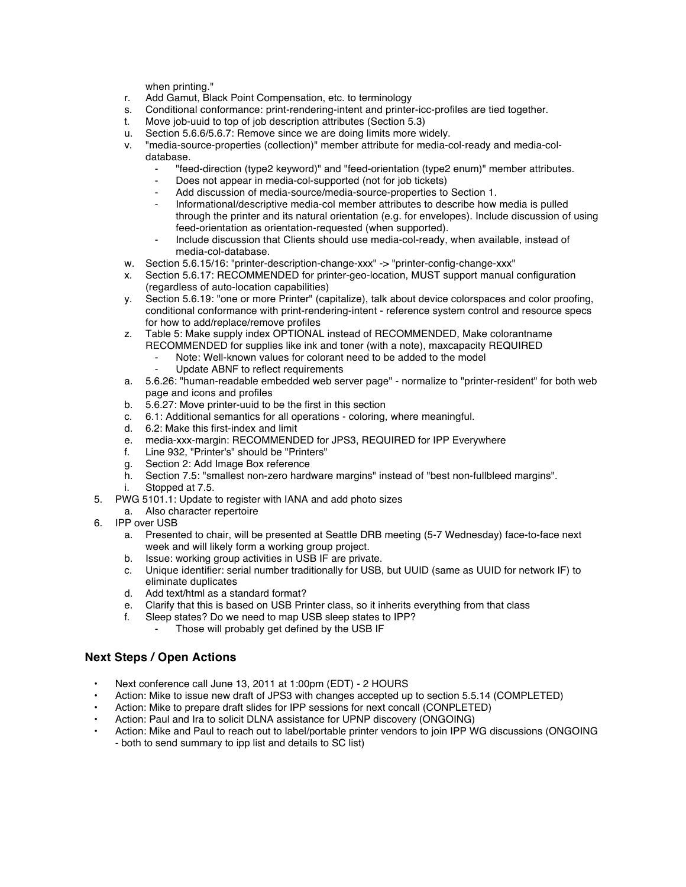when printing."

- r. Add Gamut, Black Point Compensation, etc. to terminology
- s. Conditional conformance: print-rendering-intent and printer-icc-profiles are tied together.
- t. Move job-uuid to top of job description attributes (Section 5.3)
- u. Section 5.6.6/5.6.7: Remove since we are doing limits more widely.
- v. "media-source-properties (collection)" member attribute for media-col-ready and media-col-database.
  - "feed-direction (type2 keyword)" and "feed-orientation (type2 enum)" member attributes.
  - Does not appear in media-col-supported (not for job tickets)
  - Add discussion of media-source/media-source-properties to Section 1.
  - Informational/descriptive media-col member attributes to describe how media is pulled through the printer and its natural orientation (e.g. for envelopes). Include discussion of using feed-orientation as orientation-requested (when supported).
  - Include discussion that Clients should use media-col-ready, when available, instead of media-col-database.
- w. Section 5.6.15/16: "printer-description-change-xxx" -> "printer-config-change-xxx"
- x. Section 5.6.17: RECOMMENDED for printer-geo-location, MUST support manual configuration (regardless of auto-location capabilities)
- y. Section 5.6.19: "one or more Printer" (capitalize), talk about device colorspaces and color proofing, conditional conformance with print-rendering-intent - reference system control and resource specs for how to add/replace/remove profiles
- z. Table 5: Make supply index OPTIONAL instead of RECOMMENDED, Make colorantname RECOMMENDED for supplies like ink and toner (with a note), maxcapacity REQUIRED
  - Note: Well-known values for colorant need to be added to the model
  - Update ABNF to reflect requirements
- a. 5.6.26: "human-readable embedded web server page" - normalize to "printer-resident" for both web page and icons and profiles
- b. 5.6.27: Move printer-uuid to be the first in this section
- c. 6.1: Additional semantics for all operations - coloring, where meaningful.
- d. 6.2: Make this first-index and limit
- e. media-xxx-margin: RECOMMENDED for JPS3, REQUIRED for IPP Everywhere
- f. Line 932, "Printer's" should be "Printers"
- g. Section 2: Add Image Box reference
- h. Section 7.5: "smallest non-zero hardware margins" instead of "best non-fullbleed margins".
- i. Stopped at 7.5.

5. PWG 5101.1: Update to register with IANA and add photo sizes
   - a. Also character repertoire
6. IPP over USB
   - a. Presented to chair, will be presented at Seattle DRB meeting (5-7 Wednesday) face-to-face next week and will likely form a working group project.
   - b. Issue: working group activities in USB IF are private.
   - c. Unique identifier: serial number traditionally for USB, but UUID (same as UUID for network IF) to eliminate duplicates
   - d. Add text/html as a standard format?
   - e. Clarify that this is based on USB Printer class, so it inherits everything from that class
   - f. Sleep states? Do we need to map USB sleep states to IPP?
     - Those will probably get defined by the USB IF

### Next Steps / Open Actions

- Next conference call June 13, 2011 at 1:00pm (EDT) - 2 HOURS
- Action: Mike to issue new draft of JPS3 with changes accepted up to section 5.5.14 (COMPLETED)
- Action: Mike to prepare draft slides for IPP sessions for next concall (CONPLETED)
- Action: Paul and Ira to solicit DLNA assistance for UPNP discovery (ONGOING)
- Action: Mike and Paul to reach out to label/portable printer vendors to join IPP WG discussions (ONGOING - both to send summary to ipp list and details to SC list)